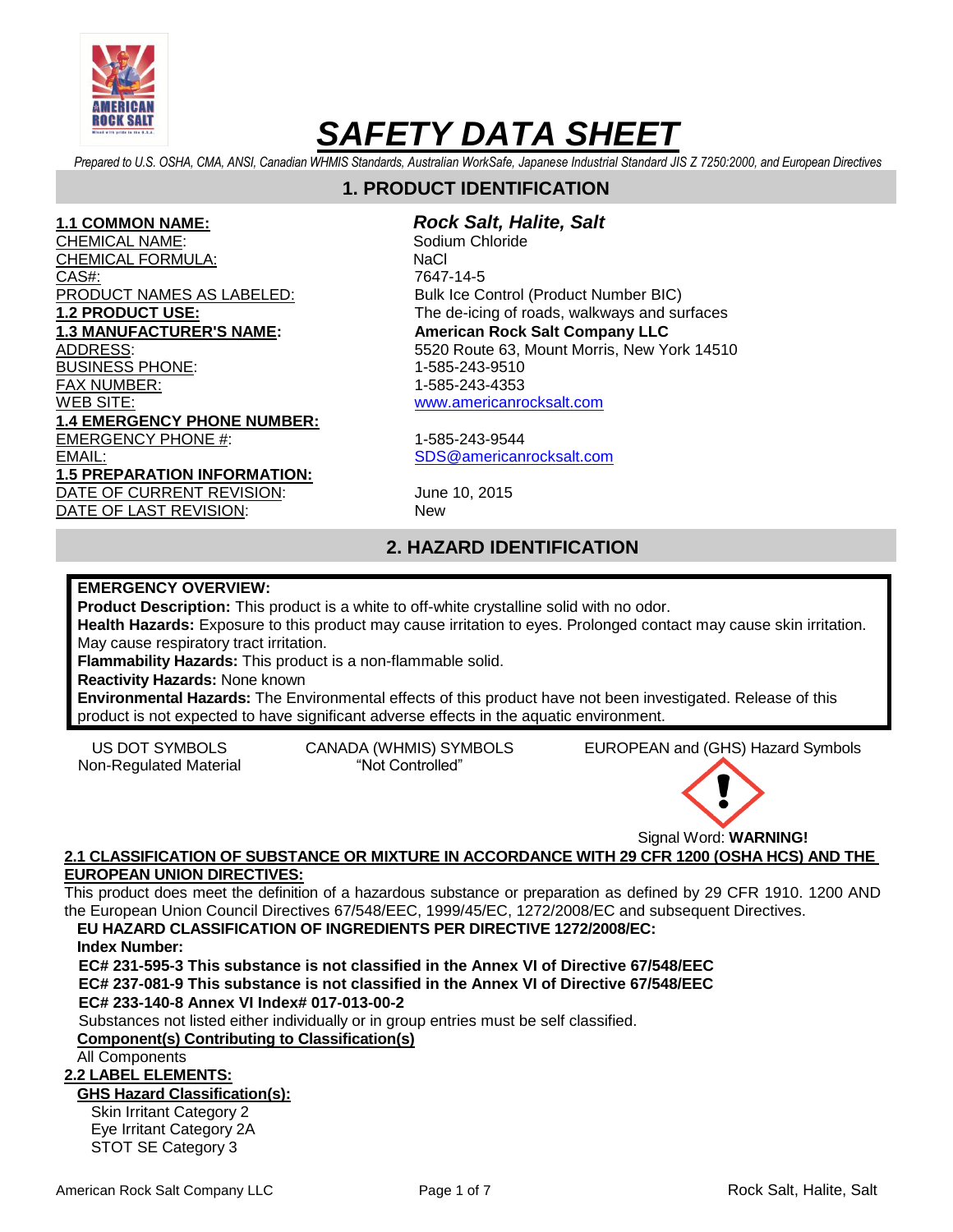# SAFETY DATA SHEET

*Prepared to U.S. OSHA, CMA, ANSI, Canadian WHMIS Standards, Australian WorkSafe, Japanese Industrial Standard JIS Z 7250:2000, and European Directives*

## 1. PRODUCT IDENTIFICATION

| | |
|---|---|
| **1.1 COMMON NAME:** | ***Rock Salt, Halite, Salt*** |
| CHEMICAL NAME: | Sodium Chloride |
| CHEMICAL FORMULA: | NaCl |
| CAS#: | 7647-14-5 |
| PRODUCT NAMES AS LABELED: | Bulk Ice Control (Product Number BIC) |
| **1.2 PRODUCT USE:** | The de-icing of roads, walkways and surfaces |
| **1.3 MANUFACTURER'S NAME:** | **American Rock Salt Company LLC** |
| ADDRESS: | 5520 Route 63, Mount Morris, New York 14510 |
| BUSINESS PHONE: | 1-585-243-9510 |
| FAX NUMBER: | 1-585-243-4353 |
| WEB SITE: | www.americanrocksalt.com |
| **1.4 EMERGENCY PHONE NUMBER:** | |
| EMERGENCY PHONE #: | 1-585-243-9544 |
| EMAIL: | SDS@americanrocksalt.com |
| **1.5 PREPARATION INFORMATION:** | |
| DATE OF CURRENT REVISION: | June 10, 2015 |
| DATE OF LAST REVISION: | New |

## 2. HAZARD IDENTIFICATION

**EMERGENCY OVERVIEW:**
**Product Description:** This product is a white to off-white crystalline solid with no odor.
**Health Hazards:** Exposure to this product may cause irritation to eyes. Prolonged contact may cause skin irritation. May cause respiratory tract irritation.
**Flammability Hazards:** This product is a non-flammable solid.
**Reactivity Hazards:** None known
**Environmental Hazards:** The Environmental effects of this product have not been investigated. Release of this product is not expected to have significant adverse effects in the aquatic environment.

| US DOT SYMBOLS | CANADA (WHMIS) SYMBOLS | EUROPEAN and (GHS) Hazard Symbols |
|---|---|---|
| Non-Regulated Material | "Not Controlled" | |

Signal Word: **WARNING!**

**2.1 CLASSIFICATION OF SUBSTANCE OR MIXTURE IN ACCORDANCE WITH 29 CFR 1200 (OSHA HCS) AND THE EUROPEAN UNION DIRECTIVES:**

This product does meet the definition of a hazardous substance or preparation as defined by 29 CFR 1910. 1200 AND the European Union Council Directives 67/548/EEC, 1999/45/EC, 1272/2008/EC and subsequent Directives.

**EU HAZARD CLASSIFICATION OF INGREDIENTS PER DIRECTIVE 1272/2008/EC:**

**Index Number:**

**EC# 231-595-3 This substance is not classified in the Annex VI of Directive 67/548/EEC**
**EC# 237-081-9 This substance is not classified in the Annex VI of Directive 67/548/EEC**
**EC# 233-140-8 Annex VI Index# 017-013-00-2**

Substances not listed either individually or in group entries must be self classified.

**Component(s) Contributing to Classification(s)**

All Components

**2.2 LABEL ELEMENTS:**

**GHS Hazard Classification(s):**

- Skin Irritant Category 2
- Eye Irritant Category 2A
- STOT SE Category 3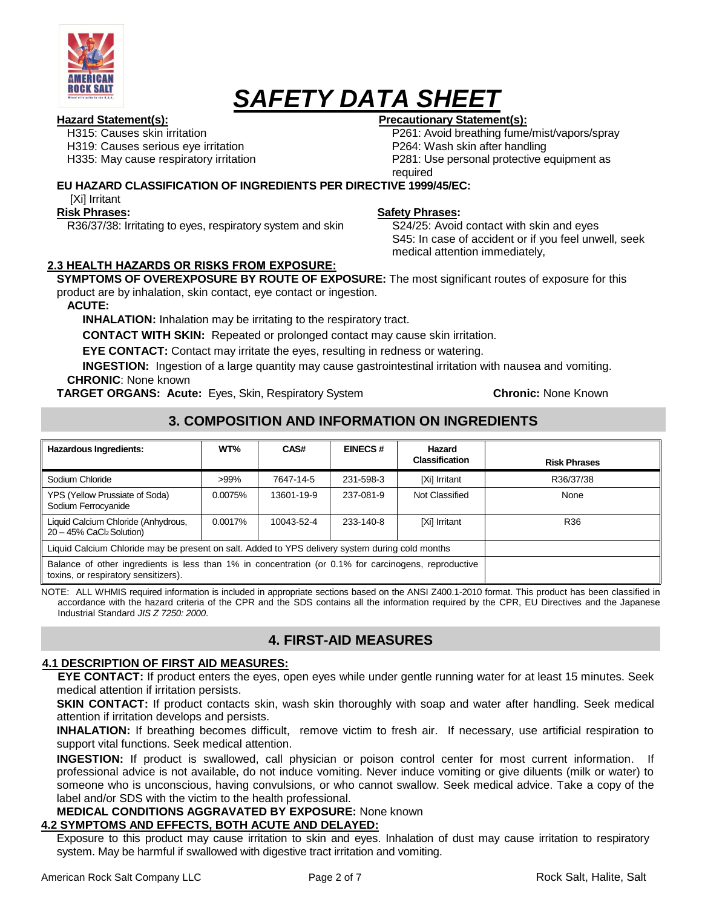# SAFETY DATA SHEET

**Hazard Statement(s):**

H315: Causes skin irritation
H319: Causes serious eye irritation
H335: May cause respiratory irritation

**Precautionary Statement(s):**

P261: Avoid breathing fume/mist/vapors/spray
P264: Wash skin after handling
P281: Use personal protective equipment as required

**EU HAZARD CLASSIFICATION OF INGREDIENTS PER DIRECTIVE 1999/45/EC:**

[Xi] Irritant

**Risk Phrases:**

R36/37/38: Irritating to eyes, respiratory system and skin

**Safety Phrases:**

S24/25: Avoid contact with skin and eyes
S45: In case of accident or if you feel unwell, seek medical attention immediately,

### 2.3 HEALTH HAZARDS OR RISKS FROM EXPOSURE:

**SYMPTOMS OF OVEREXPOSURE BY ROUTE OF EXPOSURE:** The most significant routes of exposure for this product are by inhalation, skin contact, eye contact or ingestion.

**ACUTE:**

**INHALATION:** Inhalation may be irritating to the respiratory tract.

**CONTACT WITH SKIN:** Repeated or prolonged contact may cause skin irritation.

**EYE CONTACT:** Contact may irritate the eyes, resulting in redness or watering.

**INGESTION:** Ingestion of a large quantity may cause gastrointestinal irritation with nausea and vomiting.

**CHRONIC**: None known

**TARGET ORGANS: Acute:** Eyes, Skin, Respiratory System **Chronic:** None Known

## 3. COMPOSITION AND INFORMATION ON INGREDIENTS

| Hazardous Ingredients: | WT% | CAS# | EINECS # | Hazard Classification | Risk Phrases |
|---|---|---|---|---|---|
| Sodium Chloride | >99% | 7647-14-5 | 231-598-3 | [Xi] Irritant | R36/37/38 |
| YPS (Yellow Prussiate of Soda) Sodium Ferrocyanide | 0.0075% | 13601-19-9 | 237-081-9 | Not Classified | None |
| Liquid Calcium Chloride (Anhydrous, 20 – 45% $CaCl_2$ Solution) | 0.0017% | 10043-52-4 | 233-140-8 | [Xi] Irritant | R36 |
| Liquid Calcium Chloride may be present on salt. Added to YPS delivery system during cold months | | | | | |
| Balance of other ingredients is less than 1% in concentration (or 0.1% for carcinogens, reproductive toxins, or respiratory sensitizers). | | | | | |

NOTE: ALL WHMIS required information is included in appropriate sections based on the ANSI Z400.1-2010 format. This product has been classified in accordance with the hazard criteria of the CPR and the SDS contains all the information required by the CPR, EU Directives and the Japanese Industrial Standard *JIS Z 7250: 2000*.

## 4. FIRST-AID MEASURES

### 4.1 DESCRIPTION OF FIRST AID MEASURES:

**EYE CONTACT:** If product enters the eyes, open eyes while under gentle running water for at least 15 minutes. Seek medical attention if irritation persists.

**SKIN CONTACT:** If product contacts skin, wash skin thoroughly with soap and water after handling. Seek medical attention if irritation develops and persists.

**INHALATION:** If breathing becomes difficult, remove victim to fresh air. If necessary, use artificial respiration to support vital functions. Seek medical attention.

**INGESTION:** If product is swallowed, call physician or poison control center for most current information. If professional advice is not available, do not induce vomiting. Never induce vomiting or give diluents (milk or water) to someone who is unconscious, having convulsions, or who cannot swallow. Seek medical advice. Take a copy of the label and/or SDS with the victim to the health professional.

**MEDICAL CONDITIONS AGGRAVATED BY EXPOSURE:** None known

### 4.2 SYMPTOMS AND EFFECTS, BOTH ACUTE AND DELAYED:

Exposure to this product may cause irritation to skin and eyes. Inhalation of dust may cause irritation to respiratory system. May be harmful if swallowed with digestive tract irritation and vomiting.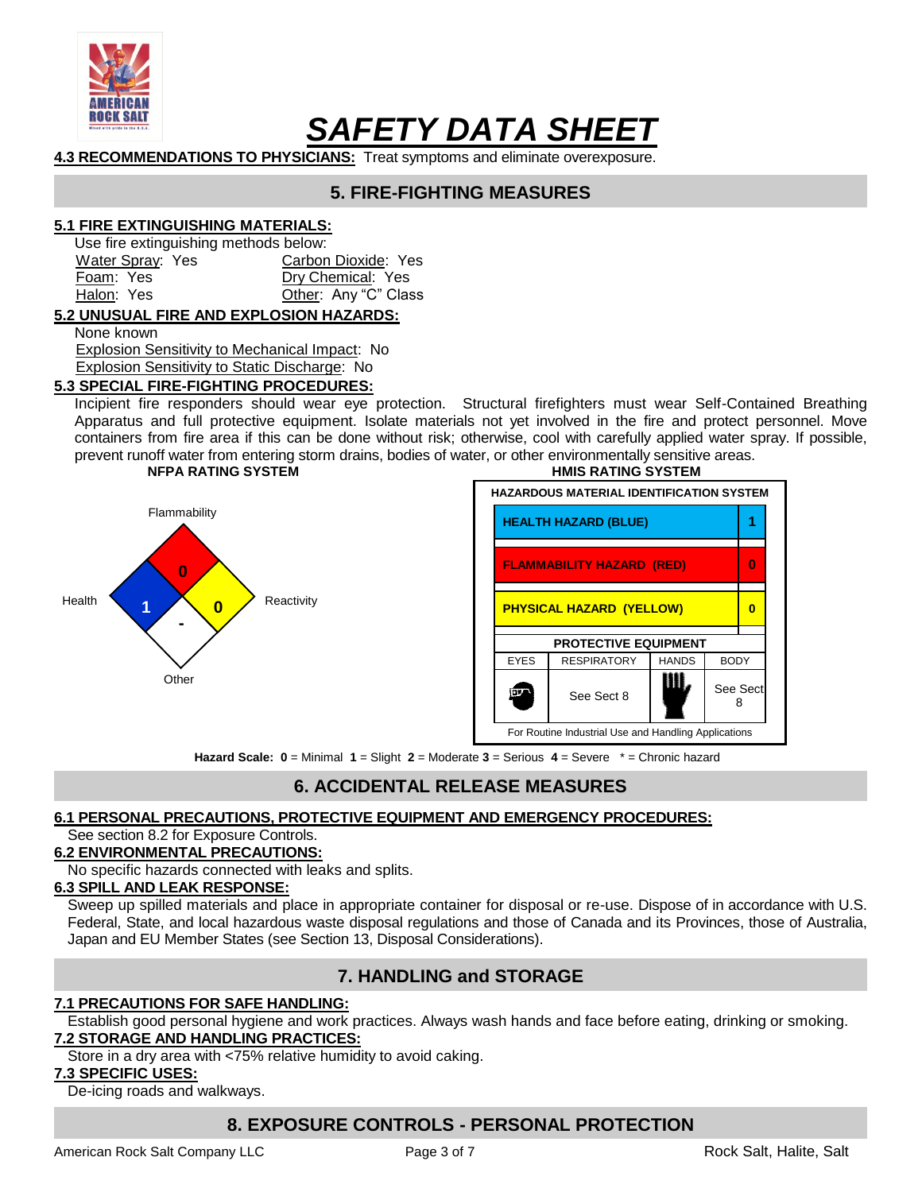# SAFETY DATA SHEET

**4.3 RECOMMENDATIONS TO PHYSICIANS:** Treat symptoms and eliminate overexposure.

## 5. FIRE-FIGHTING MEASURES

### 5.1 FIRE EXTINGUISHING MATERIALS:

Use fire extinguishing methods below:

| | |
|---|---|
| Water Spray: Yes | Carbon Dioxide: Yes |
| Foam: Yes | Dry Chemical: Yes |
| Halon: Yes | Other: Any "C" Class |

### 5.2 UNUSUAL FIRE AND EXPLOSION HAZARDS:

None known

Explosion Sensitivity to Mechanical Impact: No

Explosion Sensitivity to Static Discharge: No

### 5.3 SPECIAL FIRE-FIGHTING PROCEDURES:

Incipient fire responders should wear eye protection. Structural firefighters must wear Self-Contained Breathing Apparatus and full protective equipment. Isolate materials not yet involved in the fire and protect personnel. Move containers from fire area if this can be done without risk; otherwise, cool with carefully applied water spray. If possible, prevent runoff water from entering storm drains, bodies of water, or other environmentally sensitive areas.

**NFPA RATING SYSTEM**

| Category | Rating |
|---|---|
| Flammability | 0 |
| Health | 1 |
| Reactivity | 0 |
| Other | - |

**HMIS RATING SYSTEM**

**HAZARDOUS MATERIAL IDENTIFICATION SYSTEM**

| Hazard | Rating |
|---|---|
| HEALTH HAZARD (BLUE) | 1 |
| FLAMMABILITY HAZARD (RED) | 0 |
| PHYSICAL HAZARD (YELLOW) | 0 |

**PROTECTIVE EQUIPMENT**

| EYES | RESPIRATORY | HANDS | BODY |
|---|---|---|---|
| | See Sect 8 | | See Sect 8 |

For Routine Industrial Use and Handling Applications

**Hazard Scale:** **0** = Minimal **1** = Slight **2** = Moderate **3** = Serious **4** = Severe * = Chronic hazard

## 6. ACCIDENTAL RELEASE MEASURES

### 6.1 PERSONAL PRECAUTIONS, PROTECTIVE EQUIPMENT AND EMERGENCY PROCEDURES:

See section 8.2 for Exposure Controls.

### 6.2 ENVIRONMENTAL PRECAUTIONS:

No specific hazards connected with leaks and splits.

### 6.3 SPILL AND LEAK RESPONSE:

Sweep up spilled materials and place in appropriate container for disposal or re-use. Dispose of in accordance with U.S. Federal, State, and local hazardous waste disposal regulations and those of Canada and its Provinces, those of Australia, Japan and EU Member States (see Section 13, Disposal Considerations).

## 7. HANDLING and STORAGE

### 7.1 PRECAUTIONS FOR SAFE HANDLING:

Establish good personal hygiene and work practices. Always wash hands and face before eating, drinking or smoking.

### 7.2 STORAGE AND HANDLING PRACTICES:

Store in a dry area with <75% relative humidity to avoid caking.

### 7.3 SPECIFIC USES:

De-icing roads and walkways.

## 8. EXPOSURE CONTROLS - PERSONAL PROTECTION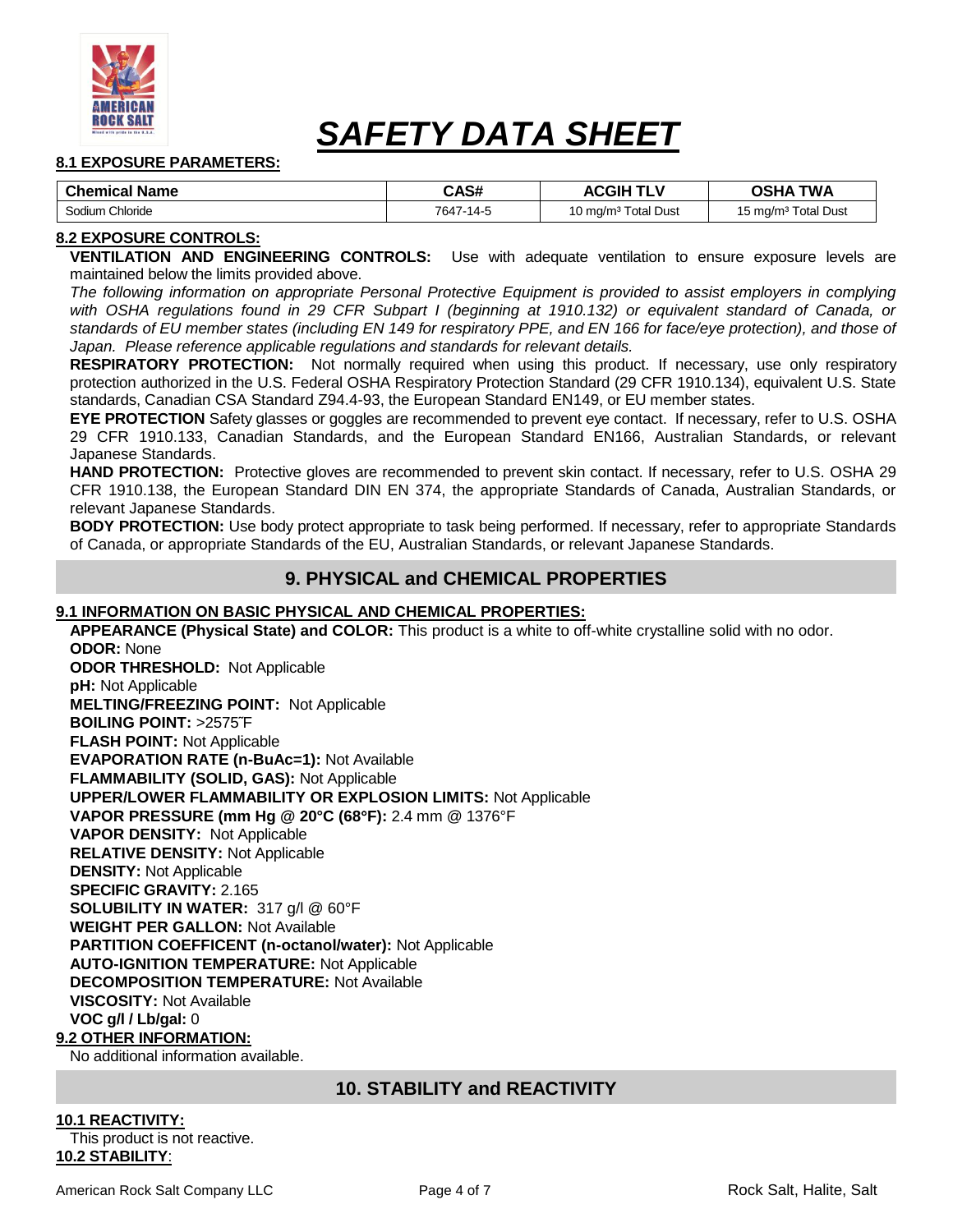# SAFETY DATA SHEET

**8.1 EXPOSURE PARAMETERS:**

| Chemical Name | CAS# | ACGIH TLV | OSHA TWA |
|---|---|---|---|
| Sodium Chloride | 7647-14-5 | 10 mg/m³ Total Dust | 15 mg/m³ Total Dust |

**8.2 EXPOSURE CONTROLS:**

**VENTILATION AND ENGINEERING CONTROLS:** Use with adequate ventilation to ensure exposure levels are maintained below the limits provided above.

*The following information on appropriate Personal Protective Equipment is provided to assist employers in complying with OSHA regulations found in 29 CFR Subpart I (beginning at 1910.132) or equivalent standard of Canada, or standards of EU member states (including EN 149 for respiratory PPE, and EN 166 for face/eye protection), and those of Japan. Please reference applicable regulations and standards for relevant details.*

**RESPIRATORY PROTECTION:** Not normally required when using this product. If necessary, use only respiratory protection authorized in the U.S. Federal OSHA Respiratory Protection Standard (29 CFR 1910.134), equivalent U.S. State standards, Canadian CSA Standard Z94.4-93, the European Standard EN149, or EU member states.

**EYE PROTECTION** Safety glasses or goggles are recommended to prevent eye contact. If necessary, refer to U.S. OSHA 29 CFR 1910.133, Canadian Standards, and the European Standard EN166, Australian Standards, or relevant Japanese Standards.

**HAND PROTECTION:** Protective gloves are recommended to prevent skin contact. If necessary, refer to U.S. OSHA 29 CFR 1910.138, the European Standard DIN EN 374, the appropriate Standards of Canada, Australian Standards, or relevant Japanese Standards.

**BODY PROTECTION:** Use body protect appropriate to task being performed. If necessary, refer to appropriate Standards of Canada, or appropriate Standards of the EU, Australian Standards, or relevant Japanese Standards.

## 9. PHYSICAL and CHEMICAL PROPERTIES

**9.1 INFORMATION ON BASIC PHYSICAL AND CHEMICAL PROPERTIES:**

**APPEARANCE (Physical State) and COLOR:** This product is a white to off-white crystalline solid with no odor.
**ODOR:** None
**ODOR THRESHOLD:** Not Applicable
**pH:** Not Applicable
**MELTING/FREEZING POINT:** Not Applicable
**BOILING POINT:** >2575˚F
**FLASH POINT:** Not Applicable
**EVAPORATION RATE (n-BuAc=1):** Not Available
**FLAMMABILITY (SOLID, GAS):** Not Applicable
**UPPER/LOWER FLAMMABILITY OR EXPLOSION LIMITS:** Not Applicable
**VAPOR PRESSURE (mm Hg @ 20°C (68°F):** 2.4 mm @ 1376°F
**VAPOR DENSITY:** Not Applicable
**RELATIVE DENSITY:** Not Applicable
**DENSITY:** Not Applicable
**SPECIFIC GRAVITY:** 2.165
**SOLUBILITY IN WATER:** 317 g/l @ 60°F
**WEIGHT PER GALLON:** Not Available
**PARTITION COEFFICENT (n-octanol/water):** Not Applicable
**AUTO-IGNITION TEMPERATURE:** Not Applicable
**DECOMPOSITION TEMPERATURE:** Not Available
**VISCOSITY:** Not Available
**VOC g/l / Lb/gal:** 0

**9.2 OTHER INFORMATION:**

No additional information available.

## 10. STABILITY and REACTIVITY

**10.1 REACTIVITY:**

This product is not reactive.

**10.2 STABILITY**: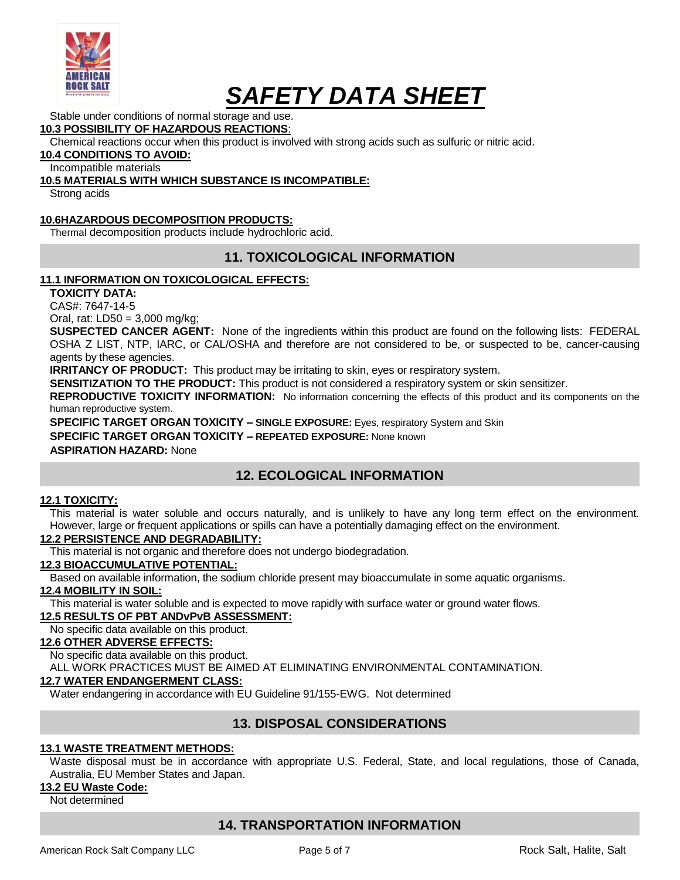Stable under conditions of normal storage and use.

**10.3 POSSIBILITY OF HAZARDOUS REACTIONS**:

Chemical reactions occur when this product is involved with strong acids such as sulfuric or nitric acid.

**10.4 CONDITIONS TO AVOID:**

Incompatible materials

**10.5 MATERIALS WITH WHICH SUBSTANCE IS INCOMPATIBLE:**

Strong acids

**10.6HAZARDOUS DECOMPOSITION PRODUCTS:**

Thermal decomposition products include hydrochloric acid.

## 11. TOXICOLOGICAL INFORMATION

**11.1 INFORMATION ON TOXICOLOGICAL EFFECTS:**

**TOXICITY DATA:**

CAS#: 7647-14-5

Oral, rat: LD50 = 3,000 mg/kg;

**SUSPECTED CANCER AGENT:** None of the ingredients within this product are found on the following lists: FEDERAL OSHA Z LIST, NTP, IARC, or CAL/OSHA and therefore are not considered to be, or suspected to be, cancer-causing agents by these agencies.

**IRRITANCY OF PRODUCT:** This product may be irritating to skin, eyes or respiratory system.

**SENSITIZATION TO THE PRODUCT:** This product is not considered a respiratory system or skin sensitizer.

**REPRODUCTIVE TOXICITY INFORMATION:** No information concerning the effects of this product and its components on the human reproductive system.

**SPECIFIC TARGET ORGAN TOXICITY – SINGLE EXPOSURE:** Eyes, respiratory System and Skin

**SPECIFIC TARGET ORGAN TOXICITY – REPEATED EXPOSURE:** None known

**ASPIRATION HAZARD:** None

## 12. ECOLOGICAL INFORMATION

**12.1 TOXICITY:**

This material is water soluble and occurs naturally, and is unlikely to have any long term effect on the environment. However, large or frequent applications or spills can have a potentially damaging effect on the environment.

**12.2 PERSISTENCE AND DEGRADABILITY:**

This material is not organic and therefore does not undergo biodegradation.

**12.3 BIOACCUMULATIVE POTENTIAL:**

Based on available information, the sodium chloride present may bioaccumulate in some aquatic organisms.

**12.4 MOBILITY IN SOIL:**

This material is water soluble and is expected to move rapidly with surface water or ground water flows.

**12.5 RESULTS OF PBT ANDvPvB ASSESSMENT:**

No specific data available on this product.

**12.6 OTHER ADVERSE EFFECTS:**

No specific data available on this product.

ALL WORK PRACTICES MUST BE AIMED AT ELIMINATING ENVIRONMENTAL CONTAMINATION.

**12.7 WATER ENDANGERMENT CLASS:**

Water endangering in accordance with EU Guideline 91/155-EWG. Not determined

## 13. DISPOSAL CONSIDERATIONS

**13.1 WASTE TREATMENT METHODS:**

Waste disposal must be in accordance with appropriate U.S. Federal, State, and local regulations, those of Canada, Australia, EU Member States and Japan.

**13.2 EU Waste Code:**

Not determined

## 14. TRANSPORTATION INFORMATION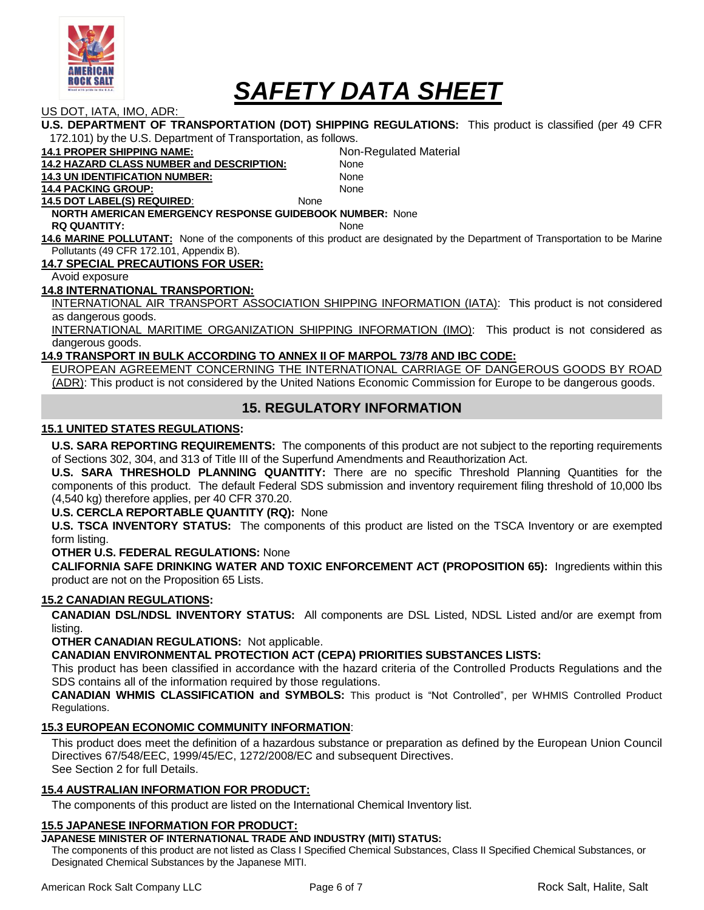# SAFETY DATA SHEET

US DOT, IATA, IMO, ADR:

**U.S. DEPARTMENT OF TRANSPORTATION (DOT) SHIPPING REGULATIONS:** This product is classified (per 49 CFR 172.101) by the U.S. Department of Transportation, as follows.

**14.1 PROPER SHIPPING NAME:** Non-Regulated Material
**14.2 HAZARD CLASS NUMBER and DESCRIPTION:** None
**14.3 UN IDENTIFICATION NUMBER:** None
**14.4 PACKING GROUP:** None
**14.5 DOT LABEL(S) REQUIRED**: None
**NORTH AMERICAN EMERGENCY RESPONSE GUIDEBOOK NUMBER:** None
**RQ QUANTITY:** None

**14.6 MARINE POLLUTANT:** None of the components of this product are designated by the Department of Transportation to be Marine Pollutants (49 CFR 172.101, Appendix B).

**14.7 SPECIAL PRECAUTIONS FOR USER:**

Avoid exposure

**14.8 INTERNATIONAL TRANSPORTION:**

INTERNATIONAL AIR TRANSPORT ASSOCIATION SHIPPING INFORMATION (IATA): This product is not considered as dangerous goods.

INTERNATIONAL MARITIME ORGANIZATION SHIPPING INFORMATION (IMO): This product is not considered as dangerous goods.

**14.9 TRANSPORT IN BULK ACCORDING TO ANNEX II OF MARPOL 73/78 AND IBC CODE:**

EUROPEAN AGREEMENT CONCERNING THE INTERNATIONAL CARRIAGE OF DANGEROUS GOODS BY ROAD (ADR): This product is not considered by the United Nations Economic Commission for Europe to be dangerous goods.

## 15. REGULATORY INFORMATION

**15.1 UNITED STATES REGULATIONS:**

**U.S. SARA REPORTING REQUIREMENTS:** The components of this product are not subject to the reporting requirements of Sections 302, 304, and 313 of Title III of the Superfund Amendments and Reauthorization Act.

**U.S. SARA THRESHOLD PLANNING QUANTITY:** There are no specific Threshold Planning Quantities for the components of this product. The default Federal SDS submission and inventory requirement filing threshold of 10,000 lbs (4,540 kg) therefore applies, per 40 CFR 370.20.

**U.S. CERCLA REPORTABLE QUANTITY (RQ):** None

**U.S. TSCA INVENTORY STATUS:** The components of this product are listed on the TSCA Inventory or are exempted form listing.

**OTHER U.S. FEDERAL REGULATIONS:** None

**CALIFORNIA SAFE DRINKING WATER AND TOXIC ENFORCEMENT ACT (PROPOSITION 65):** Ingredients within this product are not on the Proposition 65 Lists.

**15.2 CANADIAN REGULATIONS:**

**CANADIAN DSL/NDSL INVENTORY STATUS:** All components are DSL Listed, NDSL Listed and/or are exempt from listing.

**OTHER CANADIAN REGULATIONS:** Not applicable.

**CANADIAN ENVIRONMENTAL PROTECTION ACT (CEPA) PRIORITIES SUBSTANCES LISTS:**

This product has been classified in accordance with the hazard criteria of the Controlled Products Regulations and the SDS contains all of the information required by those regulations.

**CANADIAN WHMIS CLASSIFICATION and SYMBOLS:** This product is "Not Controlled", per WHMIS Controlled Product Regulations.

**15.3 EUROPEAN ECONOMIC COMMUNITY INFORMATION**:

This product does meet the definition of a hazardous substance or preparation as defined by the European Union Council Directives 67/548/EEC, 1999/45/EC, 1272/2008/EC and subsequent Directives.
See Section 2 for full Details.

**15.4 AUSTRALIAN INFORMATION FOR PRODUCT:**

The components of this product are listed on the International Chemical Inventory list.

**15.5 JAPANESE INFORMATION FOR PRODUCT:**

**JAPANESE MINISTER OF INTERNATIONAL TRADE AND INDUSTRY (MITI) STATUS:**

The components of this product are not listed as Class I Specified Chemical Substances, Class II Specified Chemical Substances, or Designated Chemical Substances by the Japanese MITI.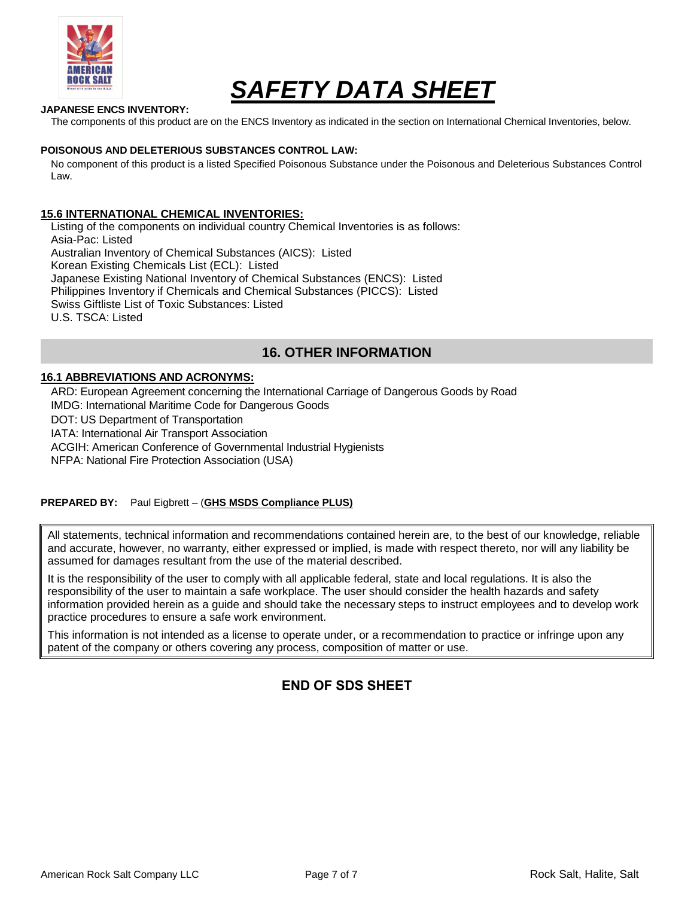# SAFETY DATA SHEET

**JAPANESE ENCS INVENTORY:**

The components of this product are on the ENCS Inventory as indicated in the section on International Chemical Inventories, below.

**POISONOUS AND DELETERIOUS SUBSTANCES CONTROL LAW:**

No component of this product is a listed Specified Poisonous Substance under the Poisonous and Deleterious Substances Control Law.

### 15.6 INTERNATIONAL CHEMICAL INVENTORIES:

Listing of the components on individual country Chemical Inventories is as follows:
Asia-Pac: Listed
Australian Inventory of Chemical Substances (AICS): Listed
Korean Existing Chemicals List (ECL): Listed
Japanese Existing National Inventory of Chemical Substances (ENCS): Listed
Philippines Inventory if Chemicals and Chemical Substances (PICCS): Listed
Swiss Giftliste List of Toxic Substances: Listed
U.S. TSCA: Listed

## 16. OTHER INFORMATION

### 16.1 ABBREVIATIONS AND ACRONYMS:

ARD: European Agreement concerning the International Carriage of Dangerous Goods by Road
IMDG: International Maritime Code for Dangerous Goods
DOT: US Department of Transportation
IATA: International Air Transport Association
ACGIH: American Conference of Governmental Industrial Hygienists
NFPA: National Fire Protection Association (USA)

**PREPARED BY:** Paul Eigbrett – (**GHS MSDS Compliance PLUS)**

All statements, technical information and recommendations contained herein are, to the best of our knowledge, reliable and accurate, however, no warranty, either expressed or implied, is made with respect thereto, nor will any liability be assumed for damages resultant from the use of the material described.

It is the responsibility of the user to comply with all applicable federal, state and local regulations. It is also the responsibility of the user to maintain a safe workplace. The user should consider the health hazards and safety information provided herein as a guide and should take the necessary steps to instruct employees and to develop work practice procedures to ensure a safe work environment.

This information is not intended as a license to operate under, or a recommendation to practice or infringe upon any patent of the company or others covering any process, composition of matter or use.

## END OF SDS SHEET